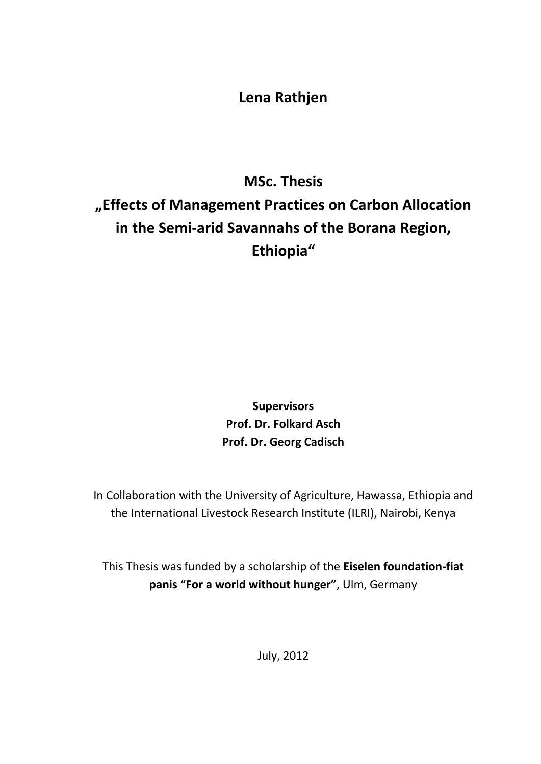**Lena Rathjen**

# MSc. Thesis
# „Effects of Management Practices on Carbon Allocation in the Semi-arid Savannahs of the Borana Region, Ethiopia“

**Supervisors**
**Prof. Dr. Folkard Asch**
**Prof. Dr. Georg Cadisch**

In Collaboration with the University of Agriculture, Hawassa, Ethiopia and the International Livestock Research Institute (ILRI), Nairobi, Kenya

This Thesis was funded by a scholarship of the **Eiselen foundation-fiat panis "For a world without hunger"**, Ulm, Germany

July, 2012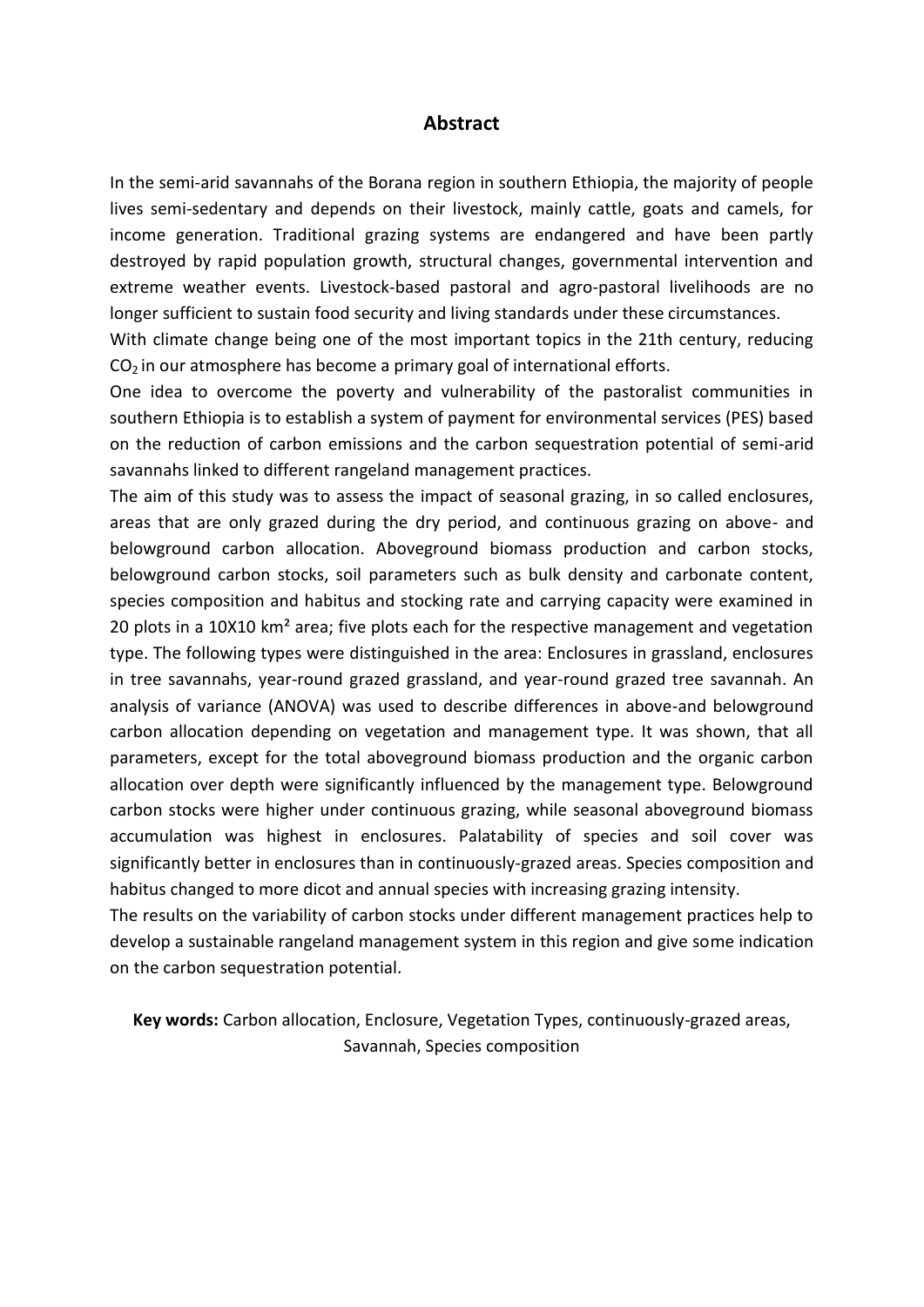## Abstract

In the semi-arid savannahs of the Borana region in southern Ethiopia, the majority of people lives semi-sedentary and depends on their livestock, mainly cattle, goats and camels, for income generation. Traditional grazing systems are endangered and have been partly destroyed by rapid population growth, structural changes, governmental intervention and extreme weather events. Livestock-based pastoral and agro-pastoral livelihoods are no longer sufficient to sustain food security and living standards under these circumstances.

With climate change being one of the most important topics in the 21th century, reducing $CO_2$ in our atmosphere has become a primary goal of international efforts.

One idea to overcome the poverty and vulnerability of the pastoralist communities in southern Ethiopia is to establish a system of payment for environmental services (PES) based on the reduction of carbon emissions and the carbon sequestration potential of semi-arid savannahs linked to different rangeland management practices.

The aim of this study was to assess the impact of seasonal grazing, in so called enclosures, areas that are only grazed during the dry period, and continuous grazing on above- and belowground carbon allocation. Aboveground biomass production and carbon stocks, belowground carbon stocks, soil parameters such as bulk density and carbonate content, species composition and habitus and stocking rate and carrying capacity were examined in 20 plots in a 10X10 km² area; five plots each for the respective management and vegetation type. The following types were distinguished in the area: Enclosures in grassland, enclosures in tree savannahs, year-round grazed grassland, and year-round grazed tree savannah. An analysis of variance (ANOVA) was used to describe differences in above-and belowground carbon allocation depending on vegetation and management type. It was shown, that all parameters, except for the total aboveground biomass production and the organic carbon allocation over depth were significantly influenced by the management type. Belowground carbon stocks were higher under continuous grazing, while seasonal aboveground biomass accumulation was highest in enclosures. Palatability of species and soil cover was significantly better in enclosures than in continuously-grazed areas. Species composition and habitus changed to more dicot and annual species with increasing grazing intensity.

The results on the variability of carbon stocks under different management practices help to develop a sustainable rangeland management system in this region and give some indication on the carbon sequestration potential.

**Key words:** Carbon allocation, Enclosure, Vegetation Types, continuously-grazed areas, Savannah, Species composition